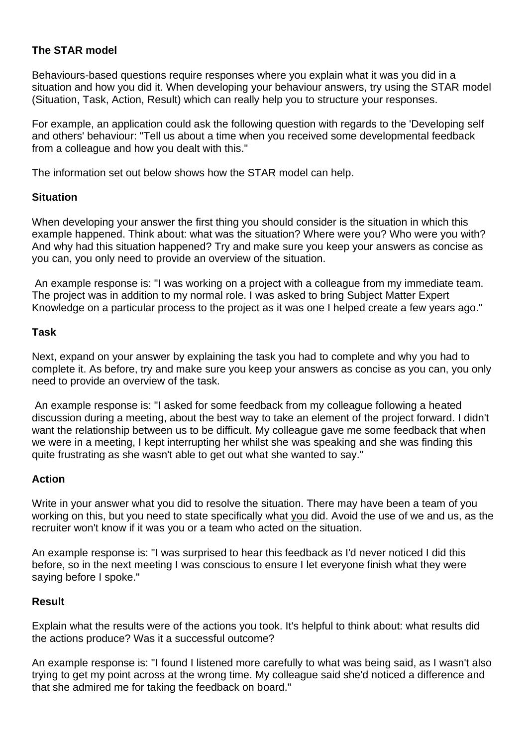## The STAR model

Behaviours-based questions require responses where you explain what it was you did in a situation and how you did it. When developing your behaviour answers, try using the STAR model (Situation, Task, Action, Result) which can really help you to structure your responses.

For example, an application could ask the following question with regards to the 'Developing self and others' behaviour: "Tell us about a time when you received some developmental feedback from a colleague and how you dealt with this."

The information set out below shows how the STAR model can help.

### Situation

When developing your answer the first thing you should consider is the situation in which this example happened. Think about: what was the situation? Where were you? Who were you with? And why had this situation happened? Try and make sure you keep your answers as concise as you can, you only need to provide an overview of the situation.

An example response is: "I was working on a project with a colleague from my immediate team. The project was in addition to my normal role. I was asked to bring Subject Matter Expert Knowledge on a particular process to the project as it was one I helped create a few years ago."

### Task

Next, expand on your answer by explaining the task you had to complete and why you had to complete it. As before, try and make sure you keep your answers as concise as you can, you only need to provide an overview of the task.

An example response is: "I asked for some feedback from my colleague following a heated discussion during a meeting, about the best way to take an element of the project forward. I didn't want the relationship between us to be difficult. My colleague gave me some feedback that when we were in a meeting, I kept interrupting her whilst she was speaking and she was finding this quite frustrating as she wasn't able to get out what she wanted to say."

### Action

Write in your answer what you did to resolve the situation. There may have been a team of you working on this, but you need to state specifically what <u>you</u> did. Avoid the use of we and us, as the recruiter won't know if it was you or a team who acted on the situation.

An example response is: "I was surprised to hear this feedback as I'd never noticed I did this before, so in the next meeting I was conscious to ensure I let everyone finish what they were saying before I spoke."

### Result

Explain what the results were of the actions you took. It's helpful to think about: what results did the actions produce? Was it a successful outcome?

An example response is: "I found I listened more carefully to what was being said, as I wasn't also trying to get my point across at the wrong time. My colleague said she'd noticed a difference and that she admired me for taking the feedback on board."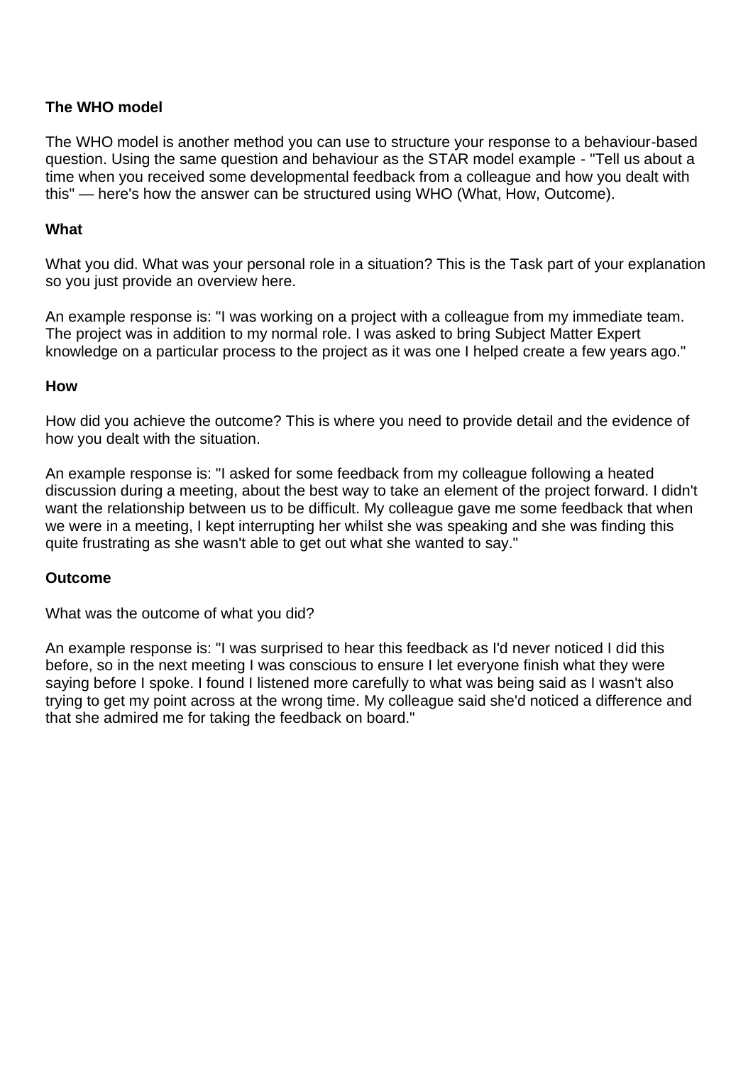**The WHO model**

The WHO model is another method you can use to structure your response to a behaviour-based question. Using the same question and behaviour as the STAR model example - "Tell us about a time when you received some developmental feedback from a colleague and how you dealt with this" — here's how the answer can be structured using WHO (What, How, Outcome).

**What**

What you did. What was your personal role in a situation? This is the Task part of your explanation so you just provide an overview here.

An example response is: "I was working on a project with a colleague from my immediate team. The project was in addition to my normal role. I was asked to bring Subject Matter Expert knowledge on a particular process to the project as it was one I helped create a few years ago."

**How**

How did you achieve the outcome? This is where you need to provide detail and the evidence of how you dealt with the situation.

An example response is: "I asked for some feedback from my colleague following a heated discussion during a meeting, about the best way to take an element of the project forward. I didn't want the relationship between us to be difficult. My colleague gave me some feedback that when we were in a meeting, I kept interrupting her whilst she was speaking and she was finding this quite frustrating as she wasn't able to get out what she wanted to say."

**Outcome**

What was the outcome of what you did?

An example response is: "I was surprised to hear this feedback as I'd never noticed I did this before, so in the next meeting I was conscious to ensure I let everyone finish what they were saying before I spoke. I found I listened more carefully to what was being said as I wasn't also trying to get my point across at the wrong time. My colleague said she'd noticed a difference and that she admired me for taking the feedback on board."